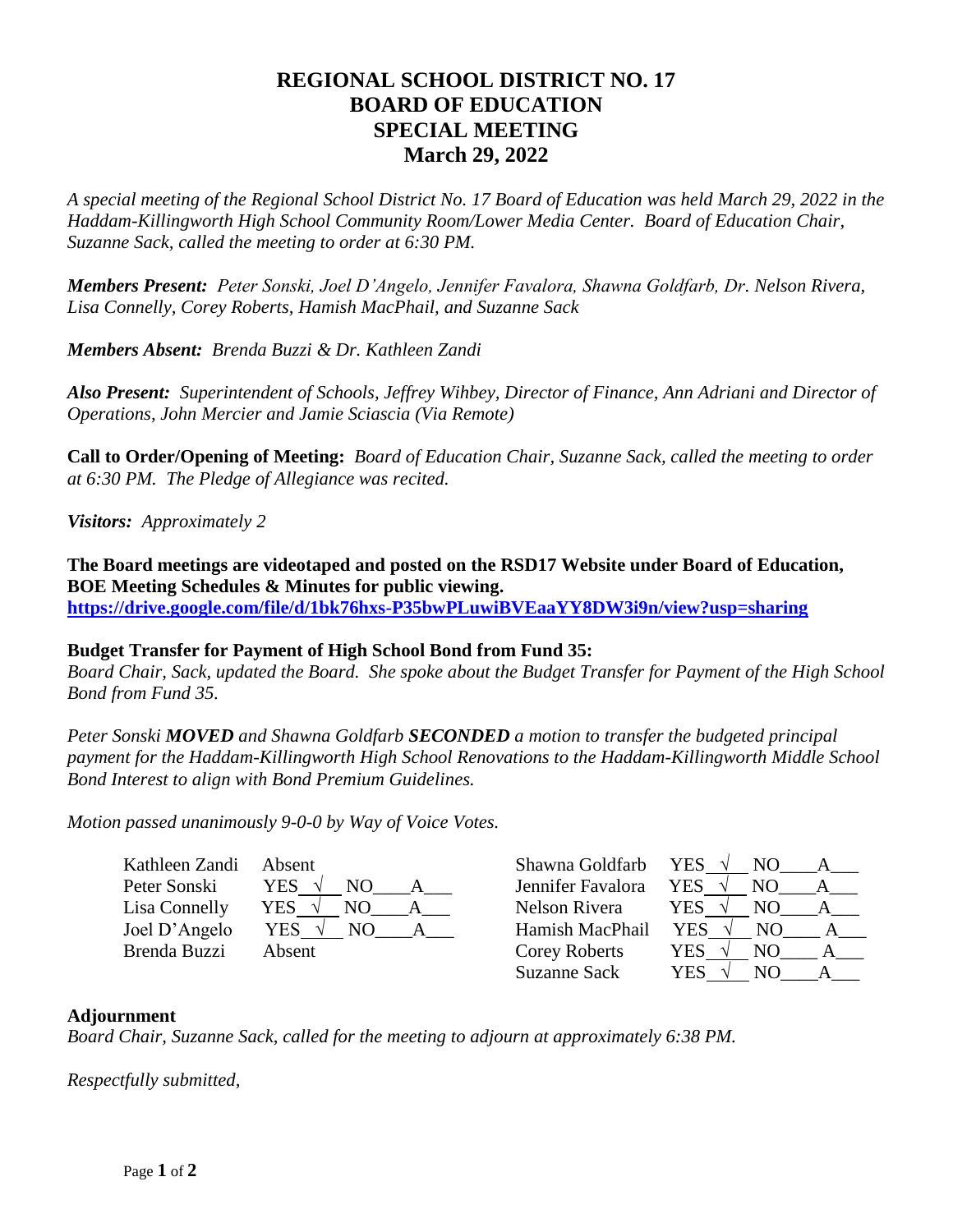# REGIONAL SCHOOL DISTRICT NO. 17
# BOARD OF EDUCATION
# SPECIAL MEETING
# March 29, 2022

*A special meeting of the Regional School District No. 17 Board of Education was held March 29, 2022 in the Haddam-Killingworth High School Community Room/Lower Media Center. Board of Education Chair, Suzanne Sack, called the meeting to order at 6:30 PM.*

***Members Present:*** *Peter Sonski, Joel D'Angelo, Jennifer Favalora, Shawna Goldfarb, Dr. Nelson Rivera, Lisa Connelly, Corey Roberts, Hamish MacPhail, and Suzanne Sack*

***Members Absent:*** *Brenda Buzzi & Dr. Kathleen Zandi*

***Also Present:*** *Superintendent of Schools, Jeffrey Wihbey, Director of Finance, Ann Adriani and Director of Operations, John Mercier and Jamie Sciascia (Via Remote)*

**Call to Order/Opening of Meeting:** *Board of Education Chair, Suzanne Sack, called the meeting to order at 6:30 PM. The Pledge of Allegiance was recited.*

***Visitors:*** *Approximately 2*

**The Board meetings are videotaped and posted on the RSD17 Website under Board of Education, BOE Meeting Schedules & Minutes for public viewing.**
**https://drive.google.com/file/d/1bk76hxs-P35bwPLuwiBVEaaYY8DW3i9n/view?usp=sharing**

**Budget Transfer for Payment of High School Bond from Fund 35:**
*Board Chair, Sack, updated the Board. She spoke about the Budget Transfer for Payment of the High School Bond from Fund 35.*

*Peter Sonski* ***MOVED*** *and Shawna Goldfarb* ***SECONDED*** *a motion to transfer the budgeted principal payment for the Haddam-Killingworth High School Renovations to the Haddam-Killingworth Middle School Bond Interest to align with Bond Premium Guidelines.*

*Motion passed unanimously 9-0-0 by Way of Voice Votes.*

| Member | Vote | Member | Vote |
|---|---|---|---|
| Kathleen Zandi | Absent | Shawna Goldfarb | YES √ NO\_\_\_\_ A\_\_\_ |
| Peter Sonski | YES √ NO\_\_\_\_ A\_\_\_ | Jennifer Favalora | YES √ NO\_\_\_\_ A\_\_\_ |
| Lisa Connelly | YES √ NO\_\_\_\_ A\_\_\_ | Nelson Rivera | YES √ NO\_\_\_\_ A\_\_\_ |
| Joel D'Angelo | YES √ NO\_\_\_\_ A\_\_\_ | Hamish MacPhail | YES √ NO\_\_\_\_ A\_\_\_ |
| Brenda Buzzi | Absent | Corey Roberts | YES √ NO\_\_\_\_ A\_\_\_ |
| | | Suzanne Sack | YES √ NO\_\_\_\_ A\_\_\_ |

**Adjournment**
*Board Chair, Suzanne Sack, called for the meeting to adjourn at approximately 6:38 PM.*

*Respectfully submitted,*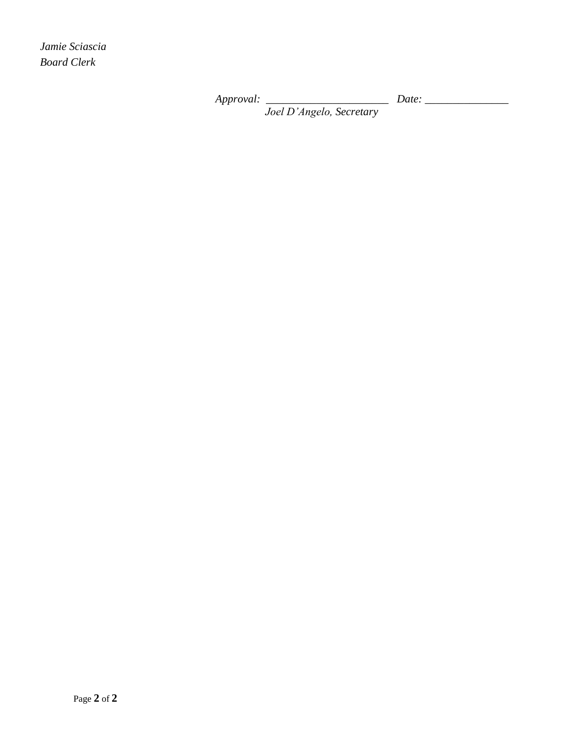*Jamie Sciascia*
*Board Clerk*

*Approval:* ______________________ *Date:* _______________
*Joel D'Angelo, Secretary*